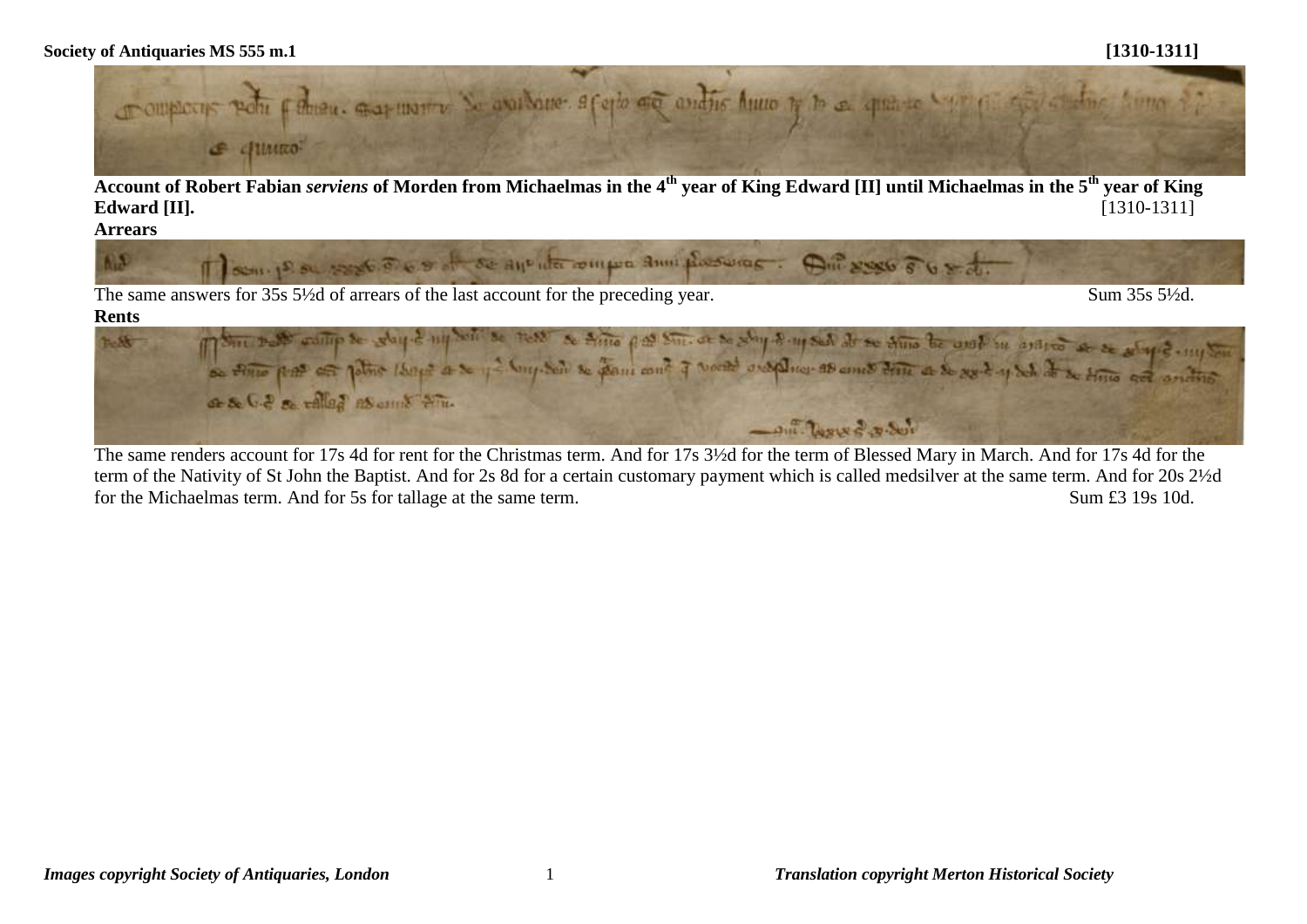Account of Robert Fabian *serviens* of Morden from Michaelmas in the 4th year of King Edward [II] until Michaelmas in the 5th year of King Edward [II]. [1310-1311]

**Arrears**

The same answers for 35s 5½d of arrears of the last account for the preceding year. Sum 35s 5½d.

**Rents**

The same renders account for 17s 4d for rent for the Christmas term. And for 17s 3½d for the term of Blessed Mary in March. And for 17s 4d for the term of the Nativity of St John the Baptist. And for 2s 8d for a certain customary payment which is called medsilver at the same term. And for 20s 2½d for the Michaelmas term. And for 5s for tallage at the same term. Sum £3 19s 10d.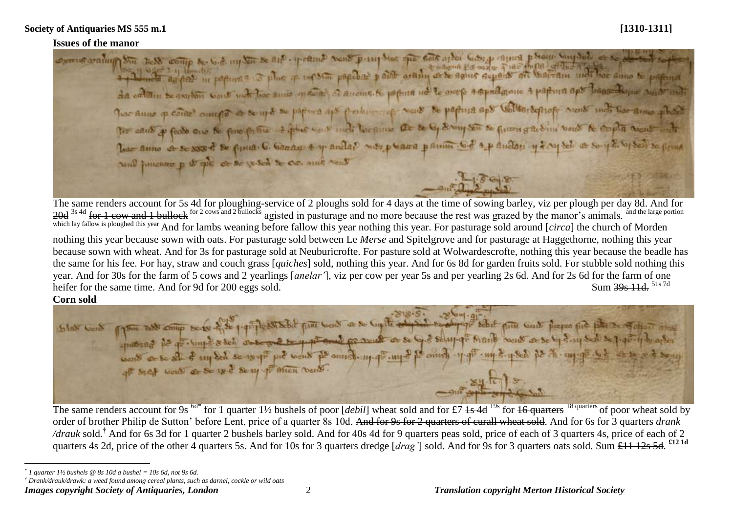**Society of Antiquaries MS 555 m.1** **[1310-1311]**

**Issues of the manor**

The same renders account for 5s 4d for ploughing-service of 2 ploughs sold for 4 days at the time of sowing barley, viz per plough per day 8d. And for ~~20d~~ [3s 4d] ~~for 1 cow and 1 bullock~~ [for 2 cows and 2 bullocks] agisted in pasturage and no more because the rest was grazed by the manor's animals. [and the large portion which lay fallow is ploughed this year] And for lambs weaning before fallow this year nothing this year. For pasturage sold around [*circa*] the church of Morden nothing this year because sown with oats. For pasturage sold between Le *Merse* and Spitelgrove and for pasturage at Haggethorne, nothing this year because sown with wheat. And for 3s for pasturage sold at Neuburicrofte. For pasture sold at Wolwardescrofte, nothing this year because the beadle has the same for his fee. For hay, straw and couch grass [*quiches*] sold, nothing this year. And for 6s 8d for garden fruits sold. For stubble sold nothing this year. And for 30s for the farm of 5 cows and 2 yearlings [*anelar'*], viz per cow per year 5s and per yearling 2s 6d. And for 2s 6d for the farm of one heifer for the same time. And for 9d for 200 eggs sold. Sum ~~39s 11d.~~ [51s 7d]

**Corn sold**

The same renders account for 9s [6d*] for 1 quarter 1½ bushels of poor [*debil*] wheat sold and for £7 ~~1s 4d~~ [19s] for ~~16 quarters~~ [18 quarters] of poor wheat sold by order of brother Philip de Sutton' before Lent, price of a quarter 8s 10d. ~~And for 9s for 2 quarters of curall wheat sold.~~ And for 6s for 3 quarters *drank /drauk* sold.† And for 6s 3d for 1 quarter 2 bushels barley sold. And for 40s 4d for 9 quarters peas sold, price of each of 3 quarters 4s, price of each of 2 quarters 4s 2d, price of the other 4 quarters 5s. And for 10s for 3 quarters dredge [*drag'*] sold. And for 9s for 3 quarters oats sold. Sum ~~£11 12s 5d.~~ [£12 1d]

---

\* *1 quarter 1½ bushels @ 8s 10d a bushel = 10s 6d, not 9s 6d.*

† *Drank/drauk/drawk: a weed found among cereal plants, such as darnel, cockle or wild oats*

***Images copyright Society of Antiquaries, London*** ***Translation copyright Merton Historical Society***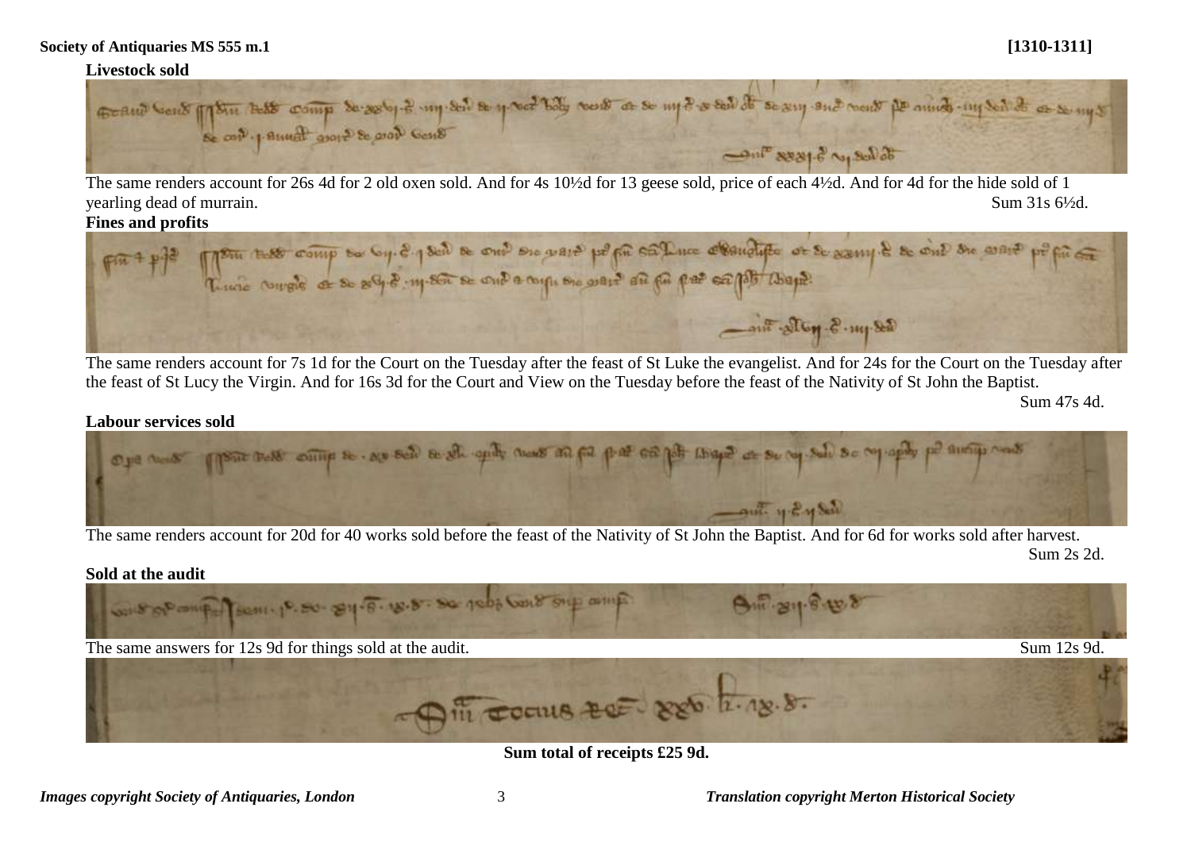**Livestock sold**

The same renders account for 26s 4d for 2 old oxen sold. And for 4s 10½d for 13 geese sold, price of each 4½d. And for 4d for the hide sold of 1 yearling dead of murrain.

Sum 31s 6½d.

**Fines and profits**

The same renders account for 7s 1d for the Court on the Tuesday after the feast of St Luke the evangelist. And for 24s for the Court on the Tuesday after the feast of St Lucy the Virgin. And for 16s 3d for the Court and View on the Tuesday before the feast of the Nativity of St John the Baptist.

Sum 47s 4d.

**Labour services sold**

The same renders account for 20d for 40 works sold before the feast of the Nativity of St John the Baptist. And for 6d for works sold after harvest.

Sum 2s 2d.

**Sold at the audit**

The same answers for 12s 9d for things sold at the audit.

Sum 12s 9d.

**Sum total of receipts £25 9d.**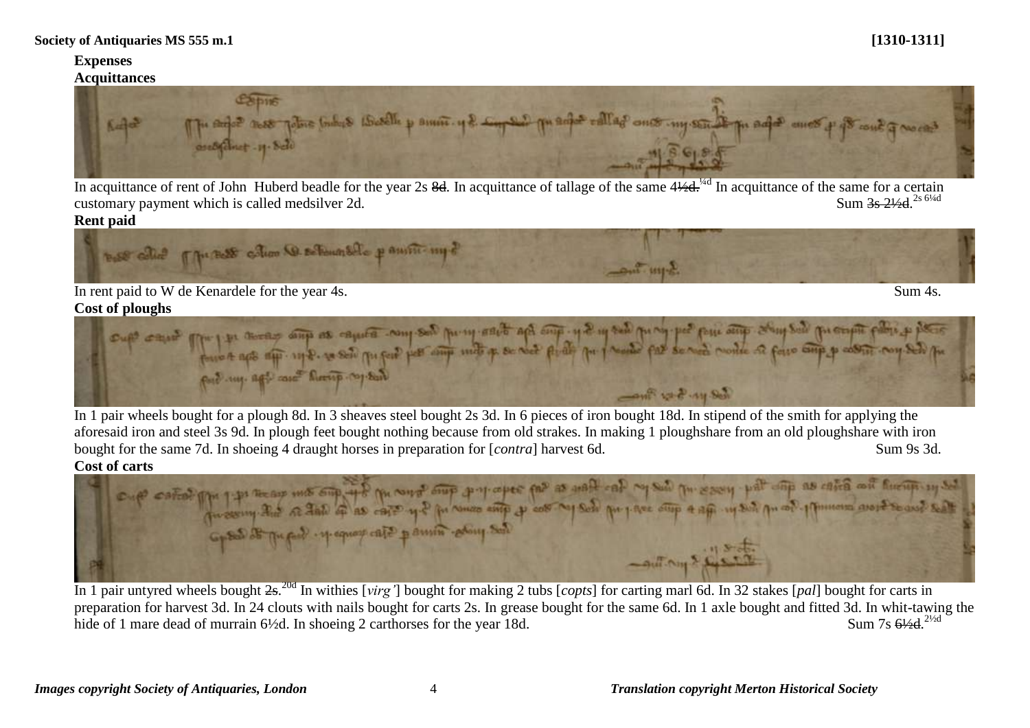**Society of Antiquaries MS 555 m.1** **[1310-1311]**

**Expenses**

**Acquittances**

In acquittance of rent of John Huberd beadle for the year 2s ~~8d~~. In acquittance of tallage of the same ~~4½d.~~ ¼d In acquittance of the same for a certain customary payment which is called medsilver 2d. Sum ~~3s 2½d.~~ 2s 6¼d

**Rent paid**

In rent paid to W de Kenardele for the year 4s. Sum 4s.

**Cost of ploughs**

In 1 pair wheels bought for a plough 8d. In 3 sheaves steel bought 2s 3d. In 6 pieces of iron bought 18d. In stipend of the smith for applying the aforesaid iron and steel 3s 9d. In plough feet bought nothing because from old strakes. In making 1 ploughshare from an old ploughshare with iron bought for the same 7d. In shoeing 4 draught horses in preparation for [*contra*] harvest 6d. Sum 9s 3d.

**Cost of carts**

In 1 pair untyred wheels bought ~~2s.~~ 20d In withies [*virg'*] bought for making 2 tubs [*copts*] for carting marl 6d. In 32 stakes [*pal*] bought for carts in preparation for harvest 3d. In 24 clouts with nails bought for carts 2s. In grease bought for the same 6d. In 1 axle bought and fitted 3d. In whit-tawing the hide of 1 mare dead of murrain 6½d. In shoeing 2 carthorses for the year 18d. Sum 7s ~~6½d.~~ 2½d

*Images copyright Society of Antiquaries, London* *Translation copyright Merton Historical Society*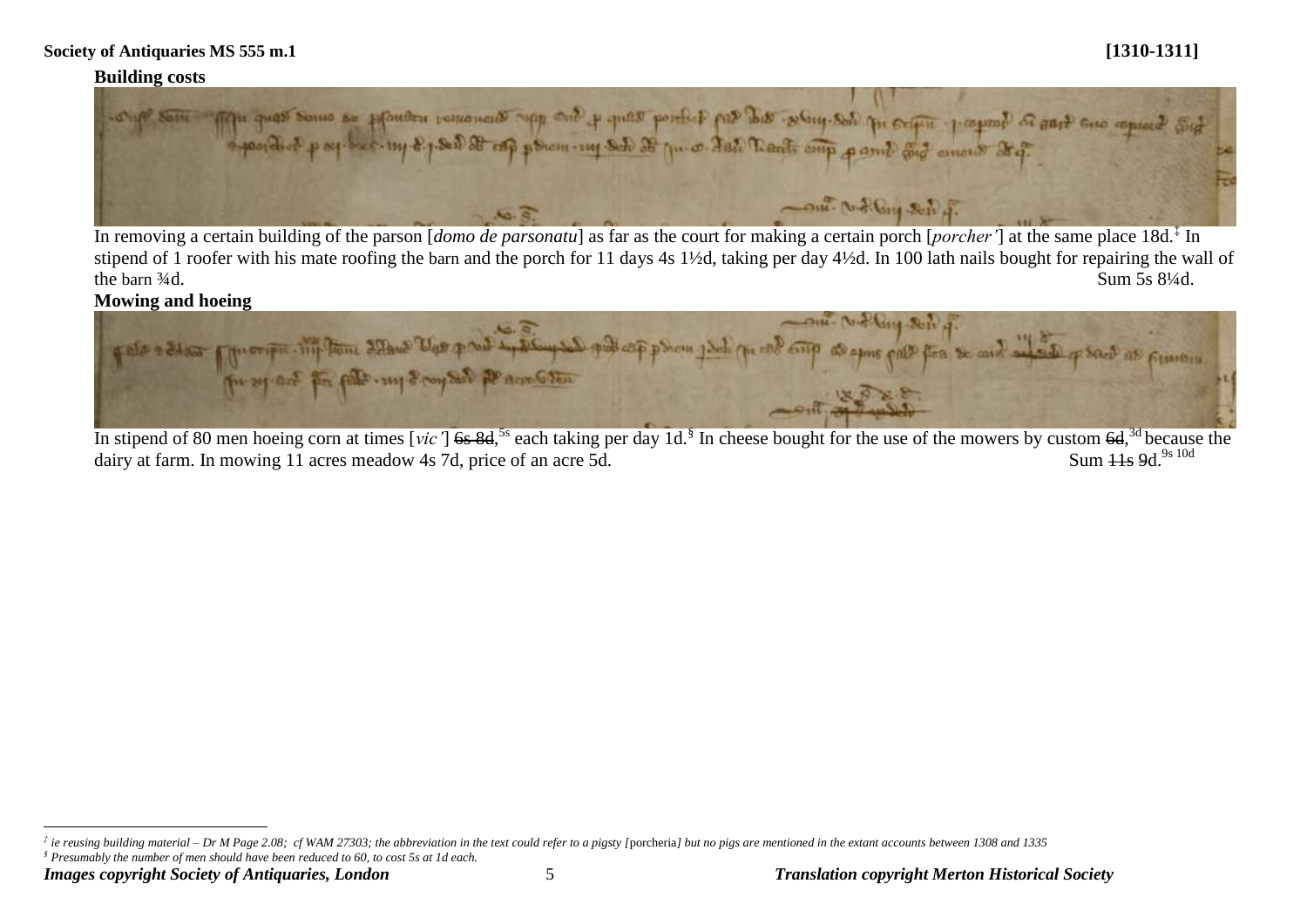### Building costs

In removing a certain building of the parson [*domo de parsonatu*] as far as the court for making a certain porch [*porcher'*] at the same place 18d.[‡] In stipend of 1 roofer with his mate roofing the barn and the porch for 11 days 4s 1½d, taking per day 4½d. In 100 lath nails bought for repairing the wall of the barn ¾d. Sum 5s 8¼d.

### Mowing and hoeing

In stipend of 80 men hoeing corn at times [*vic'*] ~~6s 8d~~,[5s] each taking per day 1d.[§] In cheese bought for the use of the mowers by custom ~~6d~~,[3d] because the dairy at farm. In mowing 11 acres meadow 4s 7d, price of an acre 5d. Sum ~~11s 9d~~.[9s 10d]

---

‡ *ie reusing building material – Dr M Page 2.08; cf WAM 27303; the abbreviation in the text could refer to a pigsty [*porcheria*] but no pigs are mentioned in the extant accounts between 1308 and 1335*

§ *Presumably the number of men should have been reduced to 60, to cost 5s at 1d each.*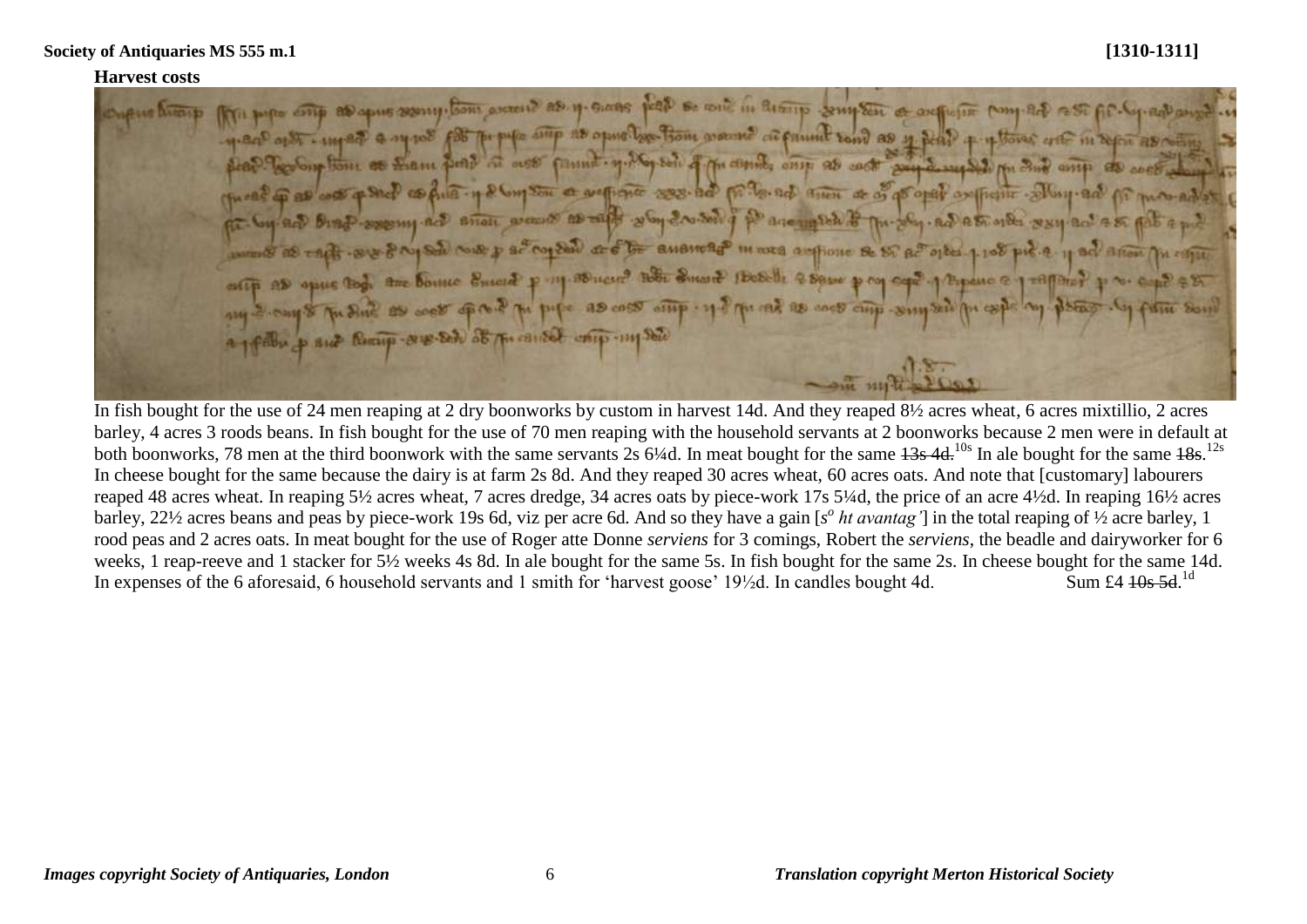**Society of Antiquaries MS 555 m.1** **[1310-1311]**

**Harvest costs**

In fish bought for the use of 24 men reaping at 2 dry boonworks by custom in harvest 14d. And they reaped 8½ acres wheat, 6 acres mixtillio, 2 acres barley, 4 acres 3 roods beans. In fish bought for the use of 70 men reaping with the household servants at 2 boonworks because 2 men were in default at both boonworks, 78 men at the third boonwork with the same servants 2s 6¼d. In meat bought for the same ~~13s 4d.~~[10s] In ale bought for the same ~~18s~~.[12s] In cheese bought for the same because the dairy is at farm 2s 8d. And they reaped 30 acres wheat, 60 acres oats. And note that [customary] labourers reaped 48 acres wheat. In reaping 5½ acres wheat, 7 acres dredge, 34 acres oats by piece-work 17s 5¼d, the price of an acre 4½d. In reaping 16½ acres barley, 22½ acres beans and peas by piece-work 19s 6d, viz per acre 6d. And so they have a gain [*s^o ht avantag'*] in the total reaping of ½ acre barley, 1 rood peas and 2 acres oats. In meat bought for the use of Roger atte Donne *serviens* for 3 comings, Robert the *serviens*, the beadle and dairyworker for 6 weeks, 1 reap-reeve and 1 stacker for 5½ weeks 4s 8d. In ale bought for the same 5s. In fish bought for the same 2s. In cheese bought for the same 14d. In expenses of the 6 aforesaid, 6 household servants and 1 smith for 'harvest goose' 19½d. In candles bought 4d. Sum £4 ~~10s 5d~~.[1d]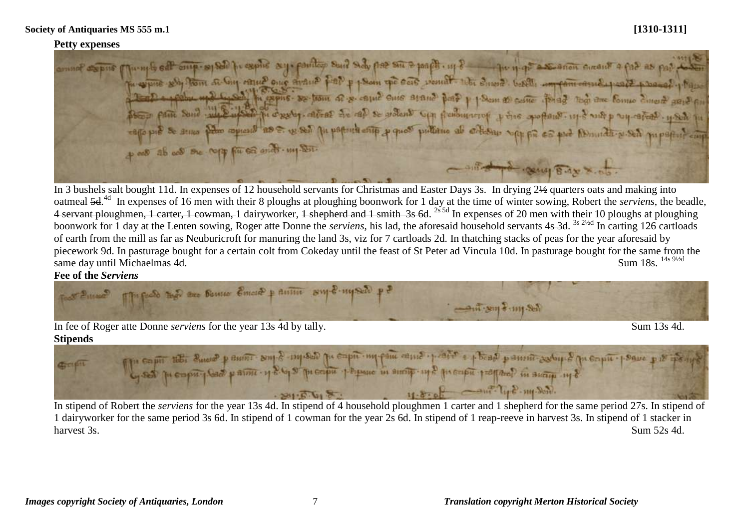**Petty expenses**

In 3 bushels salt bought 11d. In expenses of 12 household servants for Christmas and Easter Days 3s. In drying 2½ quarters oats and making into oatmeal ~~5d~~.[4d] In expenses of 16 men with their 8 ploughs at ploughing boonwork for 1 day at the time of winter sowing, Robert the *serviens*, the beadle, ~~4 servant ploughmen, 1 carter, 1 cowman,~~ 1 dairyworker, ~~1 shepherd and 1 smith 3s 6d~~.[2s 5d] In expenses of 20 men with their 10 ploughs at ploughing boonwork for 1 day at the Lenten sowing, Roger atte Donne the *serviens*, his lad, the aforesaid household servants ~~4s 3d~~.[3s 2½d] In carting 126 cartloads of earth from the mill as far as Neuburicroft for manuring the land 3s, viz for 7 cartloads 2d. In thatching stacks of peas for the year aforesaid by piecework 9d. In pasturage bought for a certain colt from Cokeday until the feast of St Peter ad Vincula 10d. In pasturage bought for the same from the same day until Michaelmas 4d. Sum ~~18s.~~ [14s 9½d]

**Fee of the *Serviens***

In fee of Roger atte Donne *serviens* for the year 13s 4d by tally. Sum 13s 4d.

**Stipends**

In stipend of Robert the *serviens* for the year 13s 4d. In stipend of 4 household ploughmen 1 carter and 1 shepherd for the same period 27s. In stipend of 1 dairyworker for the same period 3s 6d. In stipend of 1 cowman for the year 2s 6d. In stipend of 1 reap-reeve in harvest 3s. In stipend of 1 stacker in harvest 3s. Sum 52s 4d.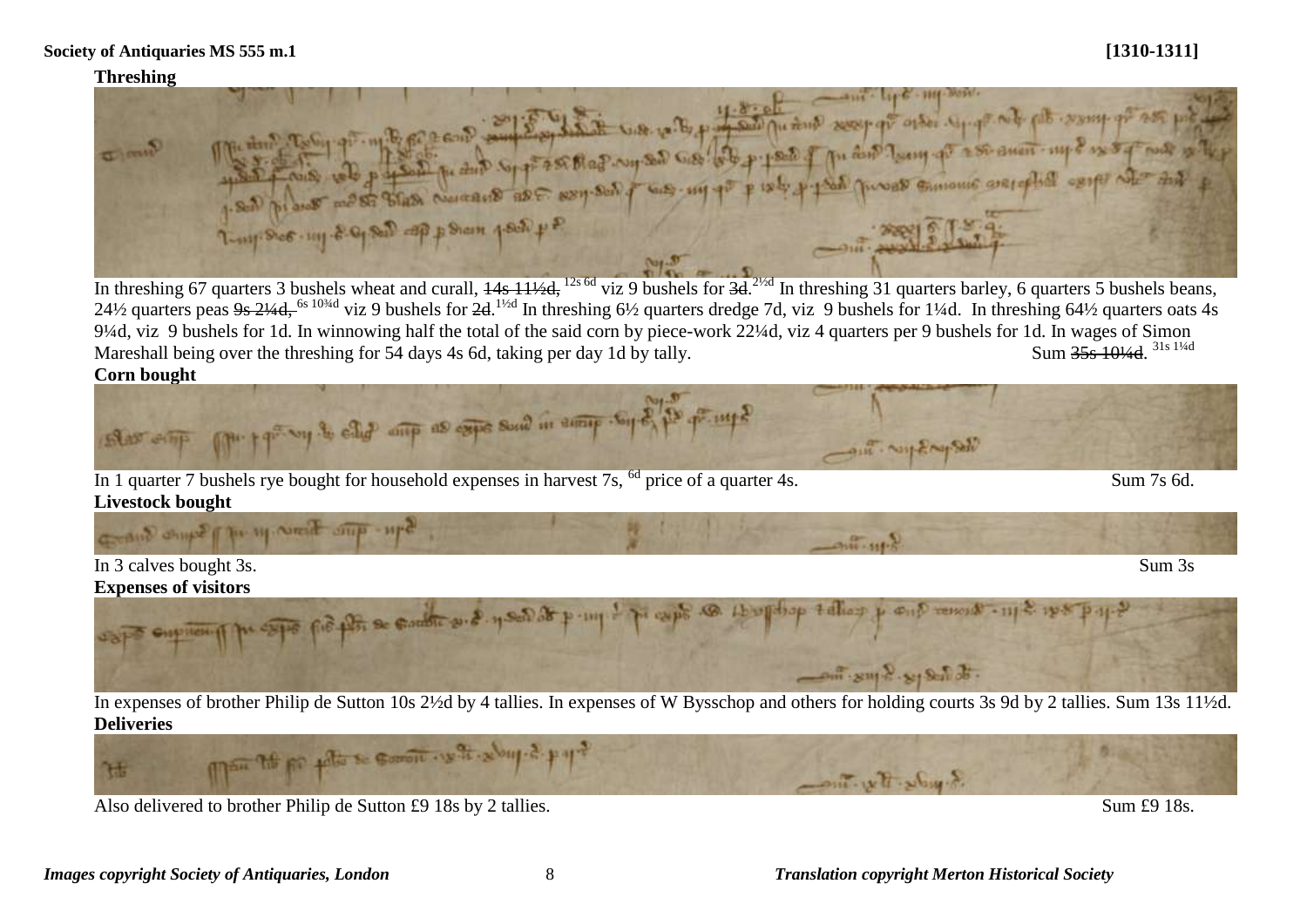**Threshing**

In threshing 67 quarters 3 bushels wheat and curall, ~~14s 11½d,~~ [12s 6d] viz 9 bushels for ~~3d~~.[2½d] In threshing 31 quarters barley, 6 quarters 5 bushels beans, 24½ quarters peas ~~9s 2¼d,~~ [6s 10¾d] viz 9 bushels for ~~2d~~.[1½d] In threshing 6½ quarters dredge 7d, viz 9 bushels for 1¼d. In threshing 64½ quarters oats 4s 9¼d, viz 9 bushels for 1d. In winnowing half the total of the said corn by piece-work 22¼d, viz 4 quarters per 9 bushels for 1d. In wages of Simon Mareshall being over the threshing for 54 days 4s 6d, taking per day 1d by tally. Sum ~~35s 10¼d~~. [31s 1¼d]

**Corn bought**

In 1 quarter 7 bushels rye bought for household expenses in harvest 7s, [6d] price of a quarter 4s. Sum 7s 6d.

**Livestock bought**

In 3 calves bought 3s. Sum 3s

**Expenses of visitors**

In expenses of brother Philip de Sutton 10s 2½d by 4 tallies. In expenses of W Bysschop and others for holding courts 3s 9d by 2 tallies. Sum 13s 11½d.

**Deliveries**

Also delivered to brother Philip de Sutton £9 18s by 2 tallies. Sum £9 18s.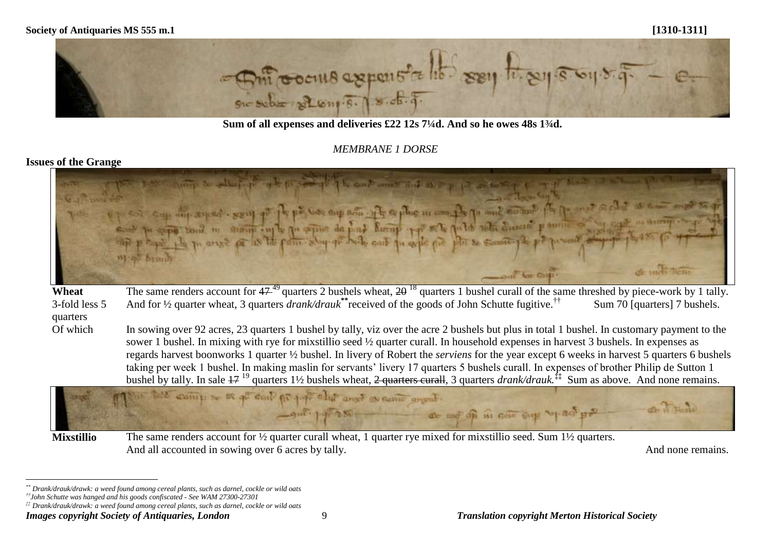**Sum of all expenses and deliveries £22 12s 7¼d. And so he owes 48s 1¾d.**

*MEMBRANE 1 DORSE*

**Issues of the Grange**

| | |
|---|---|
| **Wheat** 3-fold less 5 quarters | The same renders account for ~~47~~ [49] quarters 2 bushels wheat, ~~20~~ [18] quarters 1 bushel curall of the same threshed by piece-work by 1 tally. And for ½ quarter wheat, 3 quarters *drank/drauk*[**] received of the goods of John Schutte fugitive.[††] Sum 70 [quarters] 7 bushels. |
| Of which | In sowing over 92 acres, 23 quarters 1 bushel by tally, viz over the acre 2 bushels but plus in total 1 bushel. In customary payment to the sower 1 bushel. In mixing with rye for mixstillio seed ½ quarter curall. In household expenses in harvest 3 bushels. In expenses as regards harvest boonworks 1 quarter ½ bushel. In livery of Robert the *serviens* for the year except 6 weeks in harvest 5 quarters 6 bushels taking per week 1 bushel. In making maslin for servants' livery 17 quarters 5 bushels curall. In expenses of brother Philip de Sutton 1 bushel by tally. In sale ~~17~~ [19] quarters 1½ bushels wheat, ~~2 quarters curall~~, 3 quarters *drank/drauk.*[‡‡] Sum as above. And none remains. |
| **Mixstillio** | The same renders account for ½ quarter curall wheat, 1 quarter rye mixed for mixstillio seed. Sum 1½ quarters. And all accounted in sowing over 6 acres by tally. And none remains. |

[**] *Drank/drauk/drawk: a weed found among cereal plants, such as darnel, cockle or wild oats*

[††] *John Schutte was hanged and his goods confiscated - See WAM 27300-27301*

[‡‡] *Drank/drauk/drawk: a weed found among cereal plants, such as darnel, cockle or wild oats*

***Images copyright Society of Antiquaries, London*** ***Translation copyright Merton Historical Society***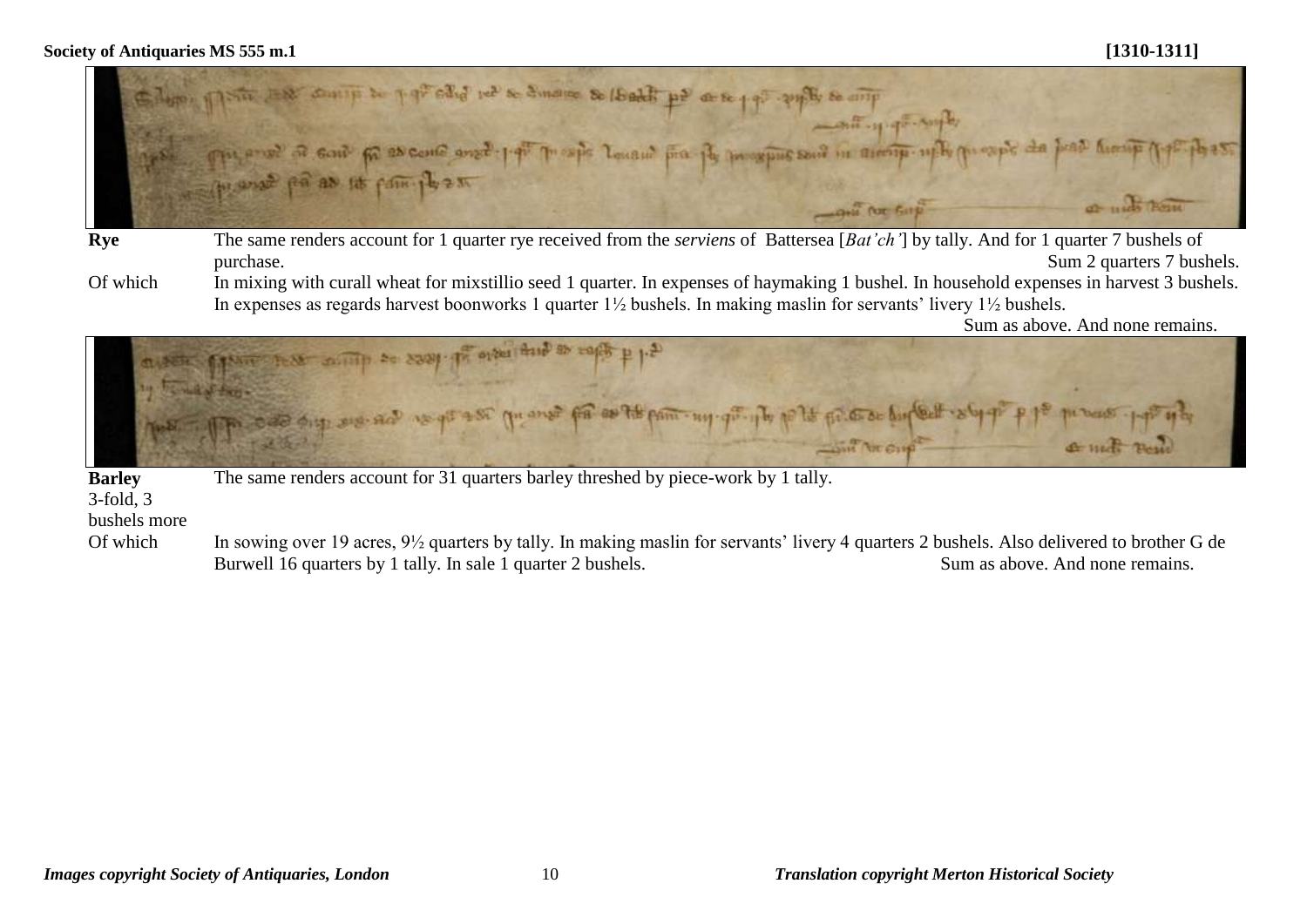**Society of Antiquaries MS 555 m.1** **[1310-1311]**

| | |
|---|---|
| **Rye** | The same renders account for 1 quarter rye received from the *serviens* of Battersea [*Bat'ch'*] by tally. And for 1 quarter 7 bushels of purchase. Sum 2 quarters 7 bushels. |
| Of which | In mixing with curall wheat for mixstillio seed 1 quarter. In expenses of haymaking 1 bushel. In household expenses in harvest 3 bushels. In expenses as regards harvest boonworks 1 quarter 1½ bushels. In making maslin for servants' livery 1½ bushels. Sum as above. And none remains. |
| **Barley** 3-fold, 3 bushels more | The same renders account for 31 quarters barley threshed by piece-work by 1 tally. |
| Of which | In sowing over 19 acres, 9½ quarters by tally. In making maslin for servants' livery 4 quarters 2 bushels. Also delivered to brother G de Burwell 16 quarters by 1 tally. In sale 1 quarter 2 bushels. Sum as above. And none remains. |

*Images copyright Society of Antiquaries, London* *Translation copyright Merton Historical Society*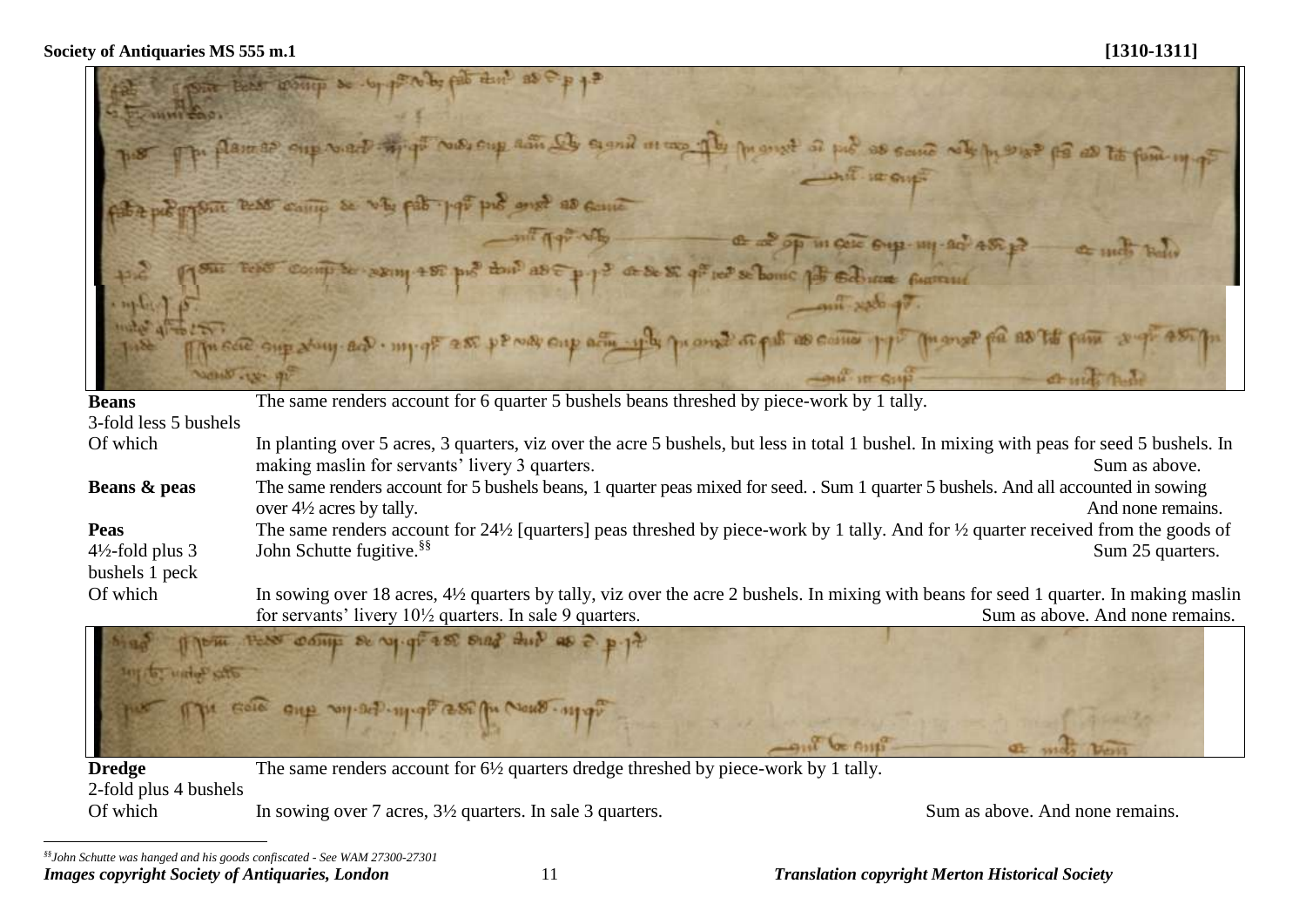**Society of Antiquaries MS 555 m.1** **[1310-1311]**

| | |
|---|---|
| **Beans** | The same renders account for 6 quarter 5 bushels beans threshed by piece-work by 1 tally. |
| 3-fold less 5 bushels | |
| Of which | In planting over 5 acres, 3 quarters, viz over the acre 5 bushels, but less in total 1 bushel. In mixing with peas for seed 5 bushels. In making maslin for servants' livery 3 quarters. Sum as above. |
| **Beans & peas** | The same renders account for 5 bushels beans, 1 quarter peas mixed for seed. . Sum 1 quarter 5 bushels. And all accounted in sowing over 4½ acres by tally. And none remains. |
| **Peas** | The same renders account for 24½ [quarters] peas threshed by piece-work by 1 tally. And for ½ quarter received from the goods of John Schutte fugitive.[§§] Sum 25 quarters. |
| 4½-fold plus 3 bushels 1 peck | |
| Of which | In sowing over 18 acres, 4½ quarters by tally, viz over the acre 2 bushels. In mixing with beans for seed 1 quarter. In making maslin for servants' livery 10½ quarters. In sale 9 quarters. Sum as above. And none remains. |
| **Dredge** | The same renders account for 6½ quarters dredge threshed by piece-work by 1 tally. |
| 2-fold plus 4 bushels | |
| Of which | In sowing over 7 acres, 3½ quarters. In sale 3 quarters. Sum as above. And none remains. |

[§§] *John Schutte was hanged and his goods confiscated - See WAM 27300-27301*

***Images copyright Society of Antiquaries, London*** ***Translation copyright Merton Historical Society***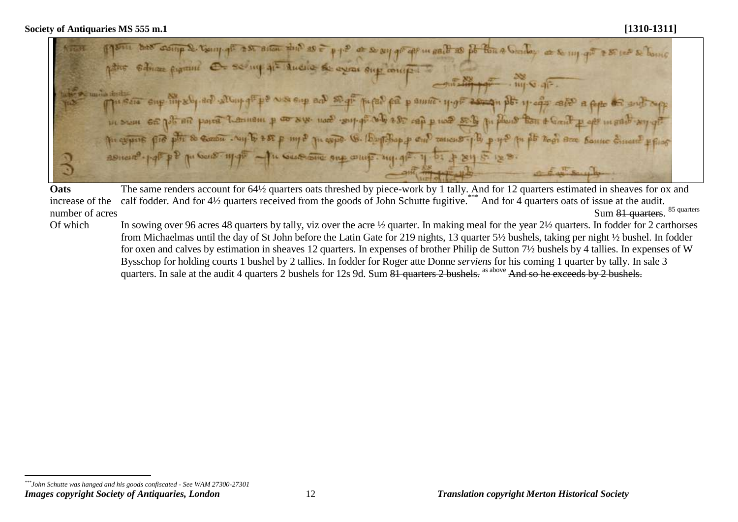**Society of Antiquaries MS 555 m.1** **[1310-1311]**

**Oats**
increase of the number of acres

The same renders account for 64½ quarters oats threshed by piece-work by 1 tally. And for 12 quarters estimated in sheaves for ox and calf fodder. And for 4½ quarters received from the goods of John Schutte fugitive.[***] And for 4 quarters oats of issue at the audit.

Sum ~~81 quarters~~. 85 quarters

**Of which**

In sowing over 96 acres 48 quarters by tally, viz over the acre ½ quarter. In making meal for the year 2½ quarters. In fodder for 2 carthorses from Michaelmas until the day of St John before the Latin Gate for 219 nights, 13 quarter 5½ bushels, taking per night ½ bushel. In fodder for oxen and calves by estimation in sheaves 12 quarters. In expenses of brother Philip de Sutton 7½ bushels by 4 tallies. In expenses of W Bysschop for holding courts 1 bushel by 2 tallies. In fodder for Roger atte Donne *serviens* for his coming 1 quarter by tally. In sale 3 quarters. In sale at the audit 4 quarters 2 bushels for 12s 9d. Sum ~~81 quarters 2 bushels.~~ as above ~~And so he exceeds by 2 bushels.~~

---

[***] *John Schutte was hanged and his goods confiscated - See WAM 27300-27301*

***Images copyright Society of Antiquaries, London*** ***Translation copyright Merton Historical Society***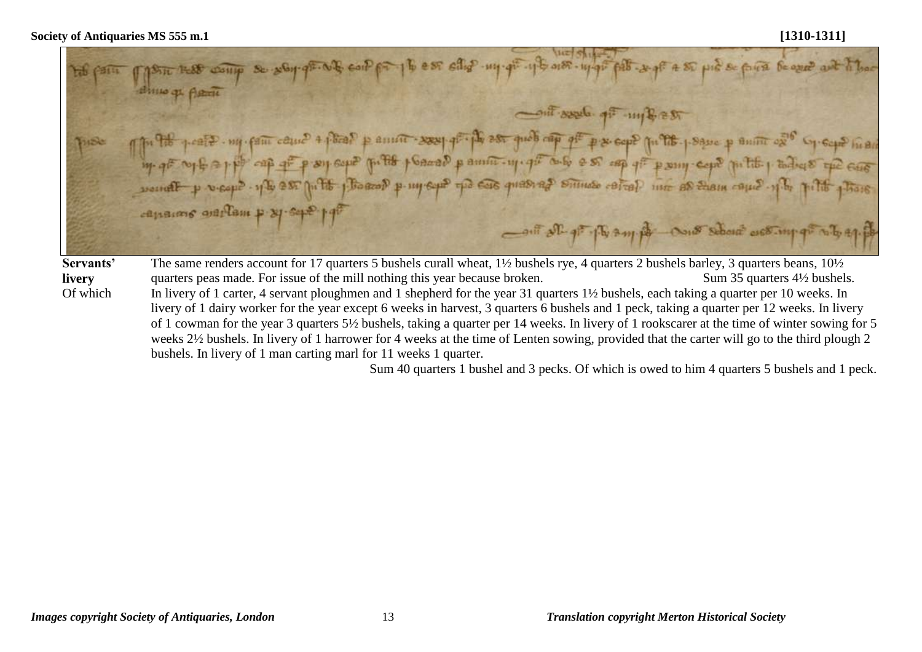**Servants' livery** The same renders account for 17 quarters 5 bushels curall wheat, 1½ bushels rye, 4 quarters 2 bushels barley, 3 quarters beans, 10½ quarters peas made. For issue of the mill nothing this year because broken. Sum 35 quarters 4½ bushels.

Of which In livery of 1 carter, 4 servant ploughmen and 1 shepherd for the year 31 quarters 1½ bushels, each taking a quarter per 10 weeks. In livery of 1 dairy worker for the year except 6 weeks in harvest, 3 quarters 6 bushels and 1 peck, taking a quarter per 12 weeks. In livery of 1 cowman for the year 3 quarters 5½ bushels, taking a quarter per 14 weeks. In livery of 1 rookscarer at the time of winter sowing for 5 weeks 2½ bushels. In livery of 1 harrower for 4 weeks at the time of Lenten sowing, provided that the carter will go to the third plough 2 bushels. In livery of 1 man carting marl for 11 weeks 1 quarter.

Sum 40 quarters 1 bushel and 3 pecks. Of which is owed to him 4 quarters 5 bushels and 1 peck.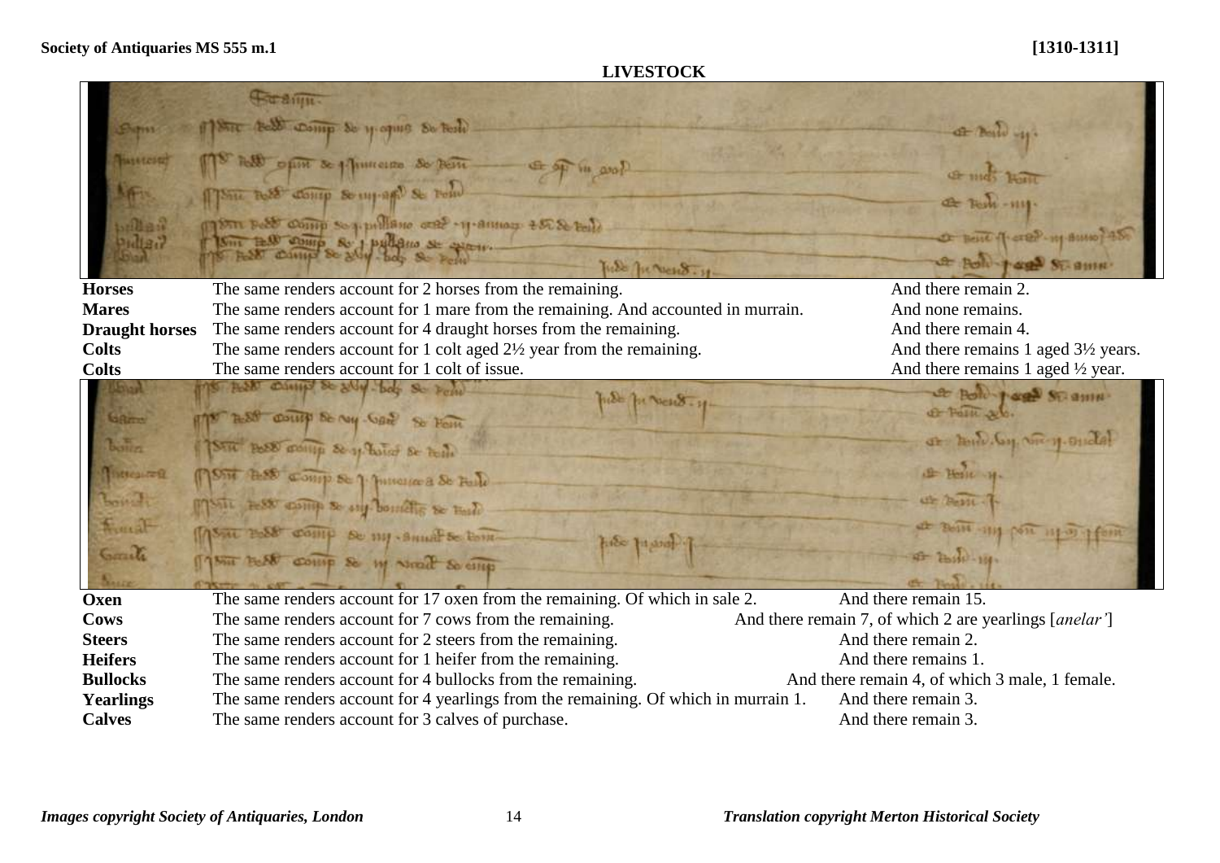## LIVESTOCK

| | | |
|---|---|---|
| **Horses** | The same renders account for 2 horses from the remaining. | And there remain 2. |
| **Mares** | The same renders account for 1 mare from the remaining. And accounted in murrain. | And none remains. |
| **Draught horses** | The same renders account for 4 draught horses from the remaining. | And there remain 4. |
| **Colts** | The same renders account for 1 colt aged 2½ year from the remaining. | And there remains 1 aged 3½ years. |
| **Colts** | The same renders account for 1 colt of issue. | And there remains 1 aged ½ year. |

| | | |
|---|---|---|
| **Oxen** | The same renders account for 17 oxen from the remaining. Of which in sale 2. | And there remain 15. |
| **Cows** | The same renders account for 7 cows from the remaining. | And there remain 7, of which 2 are yearlings [*anelar'*] |
| **Steers** | The same renders account for 2 steers from the remaining. | And there remain 2. |
| **Heifers** | The same renders account for 1 heifer from the remaining. | And there remains 1. |
| **Bullocks** | The same renders account for 4 bullocks from the remaining. | And there remain 4, of which 3 male, 1 female. |
| **Yearlings** | The same renders account for 4 yearlings from the remaining. Of which in murrain 1. | And there remain 3. |
| **Calves** | The same renders account for 3 calves of purchase. | And there remain 3. |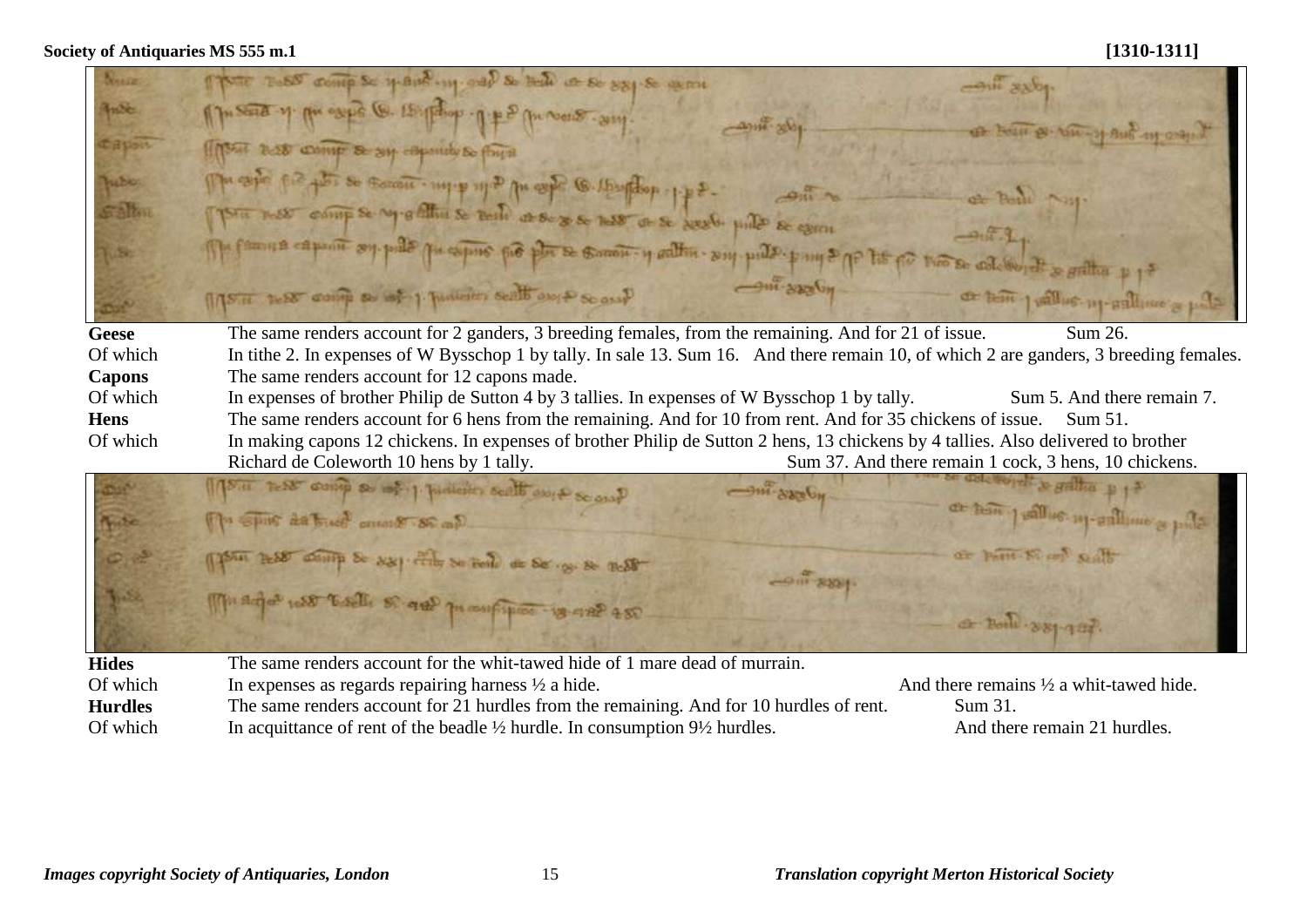| | | |
|---|---|---|
| **Geese** | The same renders account for 2 ganders, 3 breeding females, from the remaining. And for 21 of issue. | Sum 26. |
| Of which | In tithe 2. In expenses of W Bysschop 1 by tally. In sale 13. Sum 16. And there remain 10, of which 2 are ganders, 3 breeding females. | |
| **Capons** | The same renders account for 12 capons made. | |
| Of which | In expenses of brother Philip de Sutton 4 by 3 tallies. In expenses of W Bysschop 1 by tally. | Sum 5. And there remain 7. |
| **Hens** | The same renders account for 6 hens from the remaining. And for 10 from rent. And for 35 chickens of issue. | Sum 51. |
| Of which | In making capons 12 chickens. In expenses of brother Philip de Sutton 2 hens, 13 chickens by 4 tallies. Also delivered to brother Richard de Coleworth 10 hens by 1 tally. | Sum 37. And there remain 1 cock, 3 hens, 10 chickens. |

| | | |
|---|---|---|
| **Hides** | The same renders account for the whit-tawed hide of 1 mare dead of murrain. | |
| Of which | In expenses as regards repairing harness ½ a hide. | And there remains ½ a whit-tawed hide. |
| **Hurdles** | The same renders account for 21 hurdles from the remaining. And for 10 hurdles of rent. | Sum 31. |
| Of which | In acquittance of rent of the beadle ½ hurdle. In consumption 9½ hurdles. | And there remain 21 hurdles. |

*Images copyright Society of Antiquaries, London*

*Translation copyright Merton Historical Society*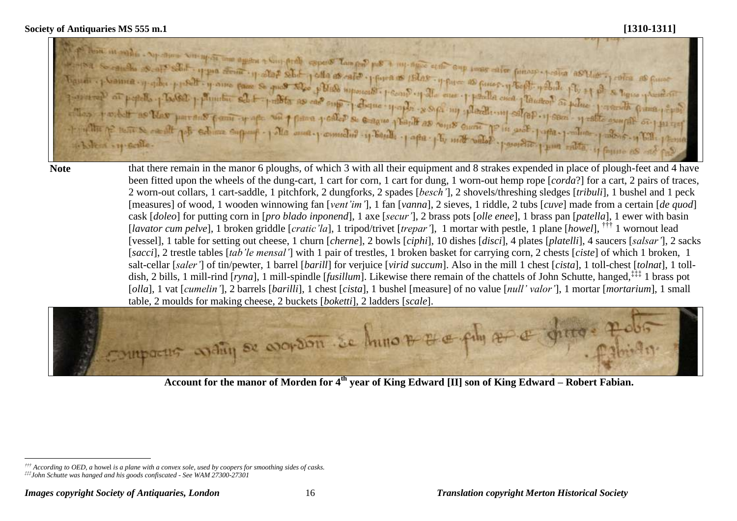**Note** that there remain in the manor 6 ploughs, of which 3 with all their equipment and 8 strakes expended in place of plough-feet and 4 have been fitted upon the wheels of the dung-cart, 1 cart for corn, 1 cart for dung, 1 worn-out hemp rope [*corda*?] for a cart, 2 pairs of traces, 2 worn-out collars, 1 cart-saddle, 1 pitchfork, 2 dungforks, 2 spades [*besch'*], 2 shovels/threshing sledges [*tribuli*], 1 bushel and 1 peck [measures] of wood, 1 wooden winnowing fan [*vent'im'*], 1 fan [*vanna*], 2 sieves, 1 riddle, 2 tubs [*cuve*] made from a certain [*de quod*] cask [*doleo*] for putting corn in [*pro blado inponend*], 1 axe [*secur'*], 2 brass pots [*olle enee*], 1 brass pan [*patella*], 1 ewer with basin [*lavator cum pelve*], 1 broken griddle [*cratic'la*], 1 tripod/trivet [*trepar'*], 1 mortar with pestle, 1 plane [*howel*], [†††] 1 wornout lead [vessel], 1 table for setting out cheese, 1 churn [*cherne*], 2 bowls [*ciphi*], 10 dishes [*disci*], 4 plates [*platelli*], 4 saucers [*salsar'*], 2 sacks [*sacci*], 2 trestle tables [*tab'le mensal'*] with 1 pair of trestles, 1 broken basket for carrying corn, 2 chests [*ciste*] of which 1 broken, 1 salt-cellar [*saler'*] of tin/pewter, 1 barrel [*barill*] for verjuice [*virid succum*]. Also in the mill 1 chest [*cista*], 1 toll-chest [*tolnat*], 1 toll-dish, 2 bills, 1 mill-rind [*ryna*], 1 mill-spindle [*fusillum*]. Likewise there remain of the chattels of John Schutte, hanged,[‡‡‡] 1 brass pot [*olla*], 1 vat [*cumelin'*], 2 barrels [*barilli*], 1 chest [*cista*], 1 bushel [measure] of no value [*null' valor'*], 1 mortar [*mortarium*], 1 small table, 2 moulds for making cheese, 2 buckets [*boketti*], 2 ladders [*scale*].

**Account for the manor of Morden for 4th year of King Edward [II] son of King Edward – Robert Fabian.**

---

[†††] *According to OED, a* howel *is a plane with a convex sole, used by coopers for smoothing sides of casks.*

[‡‡‡] *John Schutte was hanged and his goods confiscated - See WAM 27300-27301*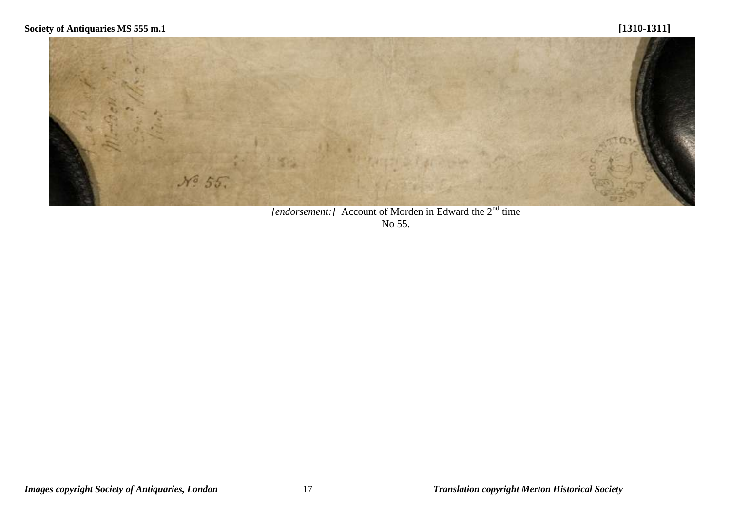*[endorsement:]* Account of Morden in Edward the 2nd time

No 55.